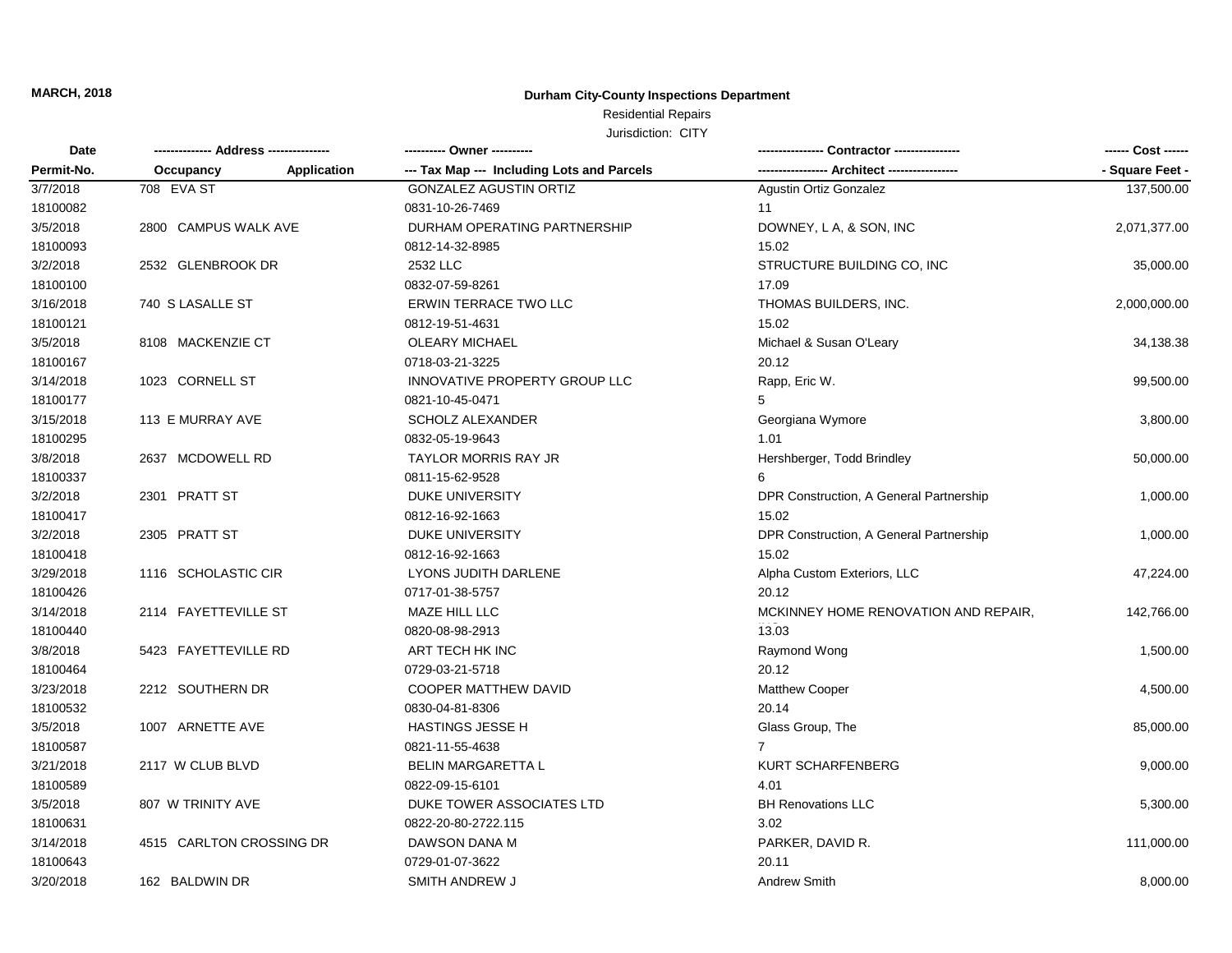**MARCH, 2018**

**Durham City-County Inspections Department**

Residential Repairs

Jurisdiction: CITY

| Date / Permit-No. | Address / Occupancy / Application | Owner / Tax Map --- Including Lots and Parcels | Contractor / Architect | Cost / Square Feet |
|---|---|---|---|---|
| 3/7/2018 | 708 EVA ST | GONZALEZ AGUSTIN ORTIZ | Agustin Ortiz Gonzalez | 137,500.00 |
| 18100082 | | 0831-10-26-7469 | 11 | |
| 3/5/2018 | 2800 CAMPUS WALK AVE | DURHAM OPERATING PARTNERSHIP | DOWNEY, L A, & SON, INC | 2,071,377.00 |
| 18100093 | | 0812-14-32-8985 | 15.02 | |
| 3/2/2018 | 2532 GLENBROOK DR | 2532 LLC | STRUCTURE BUILDING CO, INC | 35,000.00 |
| 18100100 | | 0832-07-59-8261 | 17.09 | |
| 3/16/2018 | 740 S LASALLE ST | ERWIN TERRACE TWO LLC | THOMAS BUILDERS, INC. | 2,000,000.00 |
| 18100121 | | 0812-19-51-4631 | 15.02 | |
| 3/5/2018 | 8108 MACKENZIE CT | OLEARY MICHAEL | Michael & Susan O'Leary | 34,138.38 |
| 18100167 | | 0718-03-21-3225 | 20.12 | |
| 3/14/2018 | 1023 CORNELL ST | INNOVATIVE PROPERTY GROUP LLC | Rapp, Eric W. | 99,500.00 |
| 18100177 | | 0821-10-45-0471 | 5 | |
| 3/15/2018 | 113 E MURRAY AVE | SCHOLZ ALEXANDER | Georgiana Wymore | 3,800.00 |
| 18100295 | | 0832-05-19-9643 | 1.01 | |
| 3/8/2018 | 2637 MCDOWELL RD | TAYLOR MORRIS RAY JR | Hershberger, Todd Brindley | 50,000.00 |
| 18100337 | | 0811-15-62-9528 | 6 | |
| 3/2/2018 | 2301 PRATT ST | DUKE UNIVERSITY | DPR Construction, A General Partnership | 1,000.00 |
| 18100417 | | 0812-16-92-1663 | 15.02 | |
| 3/2/2018 | 2305 PRATT ST | DUKE UNIVERSITY | DPR Construction, A General Partnership | 1,000.00 |
| 18100418 | | 0812-16-92-1663 | 15.02 | |
| 3/29/2018 | 1116 SCHOLASTIC CIR | LYONS JUDITH DARLENE | Alpha Custom Exteriors, LLC | 47,224.00 |
| 18100426 | | 0717-01-38-5757 | 20.12 | |
| 3/14/2018 | 2114 FAYETTEVILLE ST | MAZE HILL LLC | MCKINNEY HOME RENOVATION AND REPAIR, | 142,766.00 |
| 18100440 | | 0820-08-98-2913 | 13.03 | |
| 3/8/2018 | 5423 FAYETTEVILLE RD | ART TECH HK INC | Raymond Wong | 1,500.00 |
| 18100464 | | 0729-03-21-5718 | 20.12 | |
| 3/23/2018 | 2212 SOUTHERN DR | COOPER MATTHEW DAVID | Matthew Cooper | 4,500.00 |
| 18100532 | | 0830-04-81-8306 | 20.14 | |
| 3/5/2018 | 1007 ARNETTE AVE | HASTINGS JESSE H | Glass Group, The | 85,000.00 |
| 18100587 | | 0821-11-55-4638 | 7 | |
| 3/21/2018 | 2117 W CLUB BLVD | BELIN MARGARETTA L | KURT SCHARFENBERG | 9,000.00 |
| 18100589 | | 0822-09-15-6101 | 4.01 | |
| 3/5/2018 | 807 W TRINITY AVE | DUKE TOWER ASSOCIATES LTD | BH Renovations LLC | 5,300.00 |
| 18100631 | | 0822-20-80-2722.115 | 3.02 | |
| 3/14/2018 | 4515 CARLTON CROSSING DR | DAWSON DANA M | PARKER, DAVID R. | 111,000.00 |
| 18100643 | | 0729-01-07-3622 | 20.11 | |
| 3/20/2018 | 162 BALDWIN DR | SMITH ANDREW J | Andrew Smith | 8,000.00 |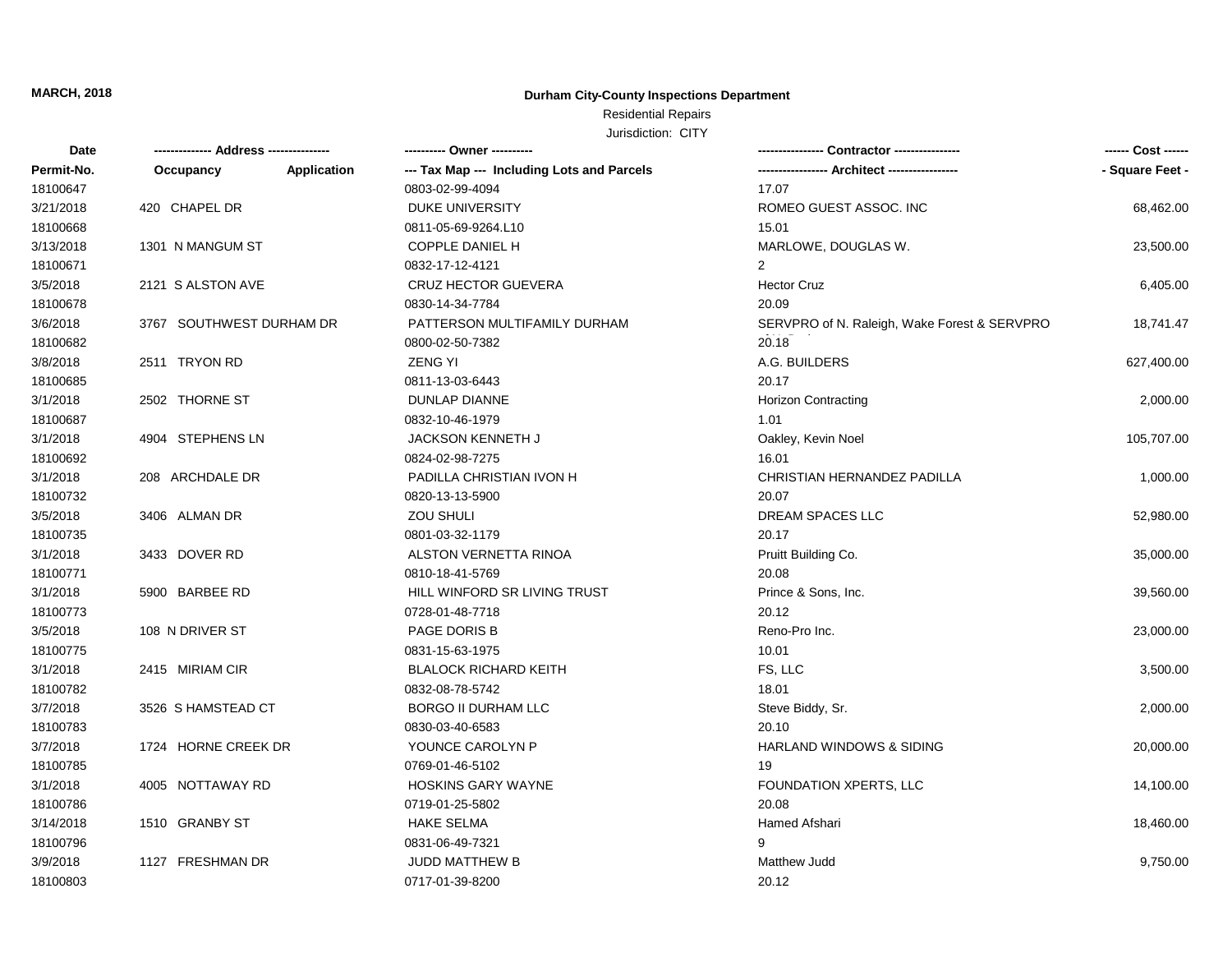**MARCH, 2018**

**Durham City-County Inspections Department**

Residential Repairs

Jurisdiction: CITY

| Date | ------------- Address -------------- | | ---------- Owner ---------- | ---------------- Contractor ---------------- | ------ Cost ------ |
|---|---|---|---|---|---|
| Permit-No. | Occupancy | Application | --- Tax Map --- Including Lots and Parcels | ----------------- Architect ----------------- | - Square Feet - |
| 18100647 | | | 0803-02-99-4094 | 17.07 | |
| 3/21/2018 | 420 CHAPEL DR | | DUKE UNIVERSITY | ROMEO GUEST ASSOC. INC | 68,462.00 |
| 18100668 | | | 0811-05-69-9264.L10 | 15.01 | |
| 3/13/2018 | 1301 N MANGUM ST | | COPPLE DANIEL H | MARLOWE, DOUGLAS W. | 23,500.00 |
| 18100671 | | | 0832-17-12-4121 | 2 | |
| 3/5/2018 | 2121 S ALSTON AVE | | CRUZ HECTOR GUEVERA | Hector Cruz | 6,405.00 |
| 18100678 | | | 0830-14-34-7784 | 20.09 | |
| 3/6/2018 | 3767 SOUTHWEST DURHAM DR | | PATTERSON MULTIFAMILY DURHAM | SERVPRO of N. Raleigh, Wake Forest & SERVPRO | 18,741.47 |
| 18100682 | | | 0800-02-50-7382 | 20.18 | |
| 3/8/2018 | 2511 TRYON RD | | ZENG YI | A.G. BUILDERS | 627,400.00 |
| 18100685 | | | 0811-13-03-6443 | 20.17 | |
| 3/1/2018 | 2502 THORNE ST | | DUNLAP DIANNE | Horizon Contracting | 2,000.00 |
| 18100687 | | | 0832-10-46-1979 | 1.01 | |
| 3/1/2018 | 4904 STEPHENS LN | | JACKSON KENNETH J | Oakley, Kevin Noel | 105,707.00 |
| 18100692 | | | 0824-02-98-7275 | 16.01 | |
| 3/1/2018 | 208 ARCHDALE DR | | PADILLA CHRISTIAN IVON H | CHRISTIAN HERNANDEZ PADILLA | 1,000.00 |
| 18100732 | | | 0820-13-13-5900 | 20.07 | |
| 3/5/2018 | 3406 ALMAN DR | | ZOU SHULI | DREAM SPACES LLC | 52,980.00 |
| 18100735 | | | 0801-03-32-1179 | 20.17 | |
| 3/1/2018 | 3433 DOVER RD | | ALSTON VERNETTA RINOA | Pruitt Building Co. | 35,000.00 |
| 18100771 | | | 0810-18-41-5769 | 20.08 | |
| 3/1/2018 | 5900 BARBEE RD | | HILL WINFORD SR LIVING TRUST | Prince & Sons, Inc. | 39,560.00 |
| 18100773 | | | 0728-01-48-7718 | 20.12 | |
| 3/5/2018 | 108 N DRIVER ST | | PAGE DORIS B | Reno-Pro Inc. | 23,000.00 |
| 18100775 | | | 0831-15-63-1975 | 10.01 | |
| 3/1/2018 | 2415 MIRIAM CIR | | BLALOCK RICHARD KEITH | FS, LLC | 3,500.00 |
| 18100782 | | | 0832-08-78-5742 | 18.01 | |
| 3/7/2018 | 3526 S HAMSTEAD CT | | BORGO II DURHAM LLC | Steve Biddy, Sr. | 2,000.00 |
| 18100783 | | | 0830-03-40-6583 | 20.10 | |
| 3/7/2018 | 1724 HORNE CREEK DR | | YOUNCE CAROLYN P | HARLAND WINDOWS & SIDING | 20,000.00 |
| 18100785 | | | 0769-01-46-5102 | 19 | |
| 3/1/2018 | 4005 NOTTAWAY RD | | HOSKINS GARY WAYNE | FOUNDATION XPERTS, LLC | 14,100.00 |
| 18100786 | | | 0719-01-25-5802 | 20.08 | |
| 3/14/2018 | 1510 GRANBY ST | | HAKE SELMA | Hamed Afshari | 18,460.00 |
| 18100796 | | | 0831-06-49-7321 | 9 | |
| 3/9/2018 | 1127 FRESHMAN DR | | JUDD MATTHEW B | Matthew Judd | 9,750.00 |
| 18100803 | | | 0717-01-39-8200 | 20.12 | |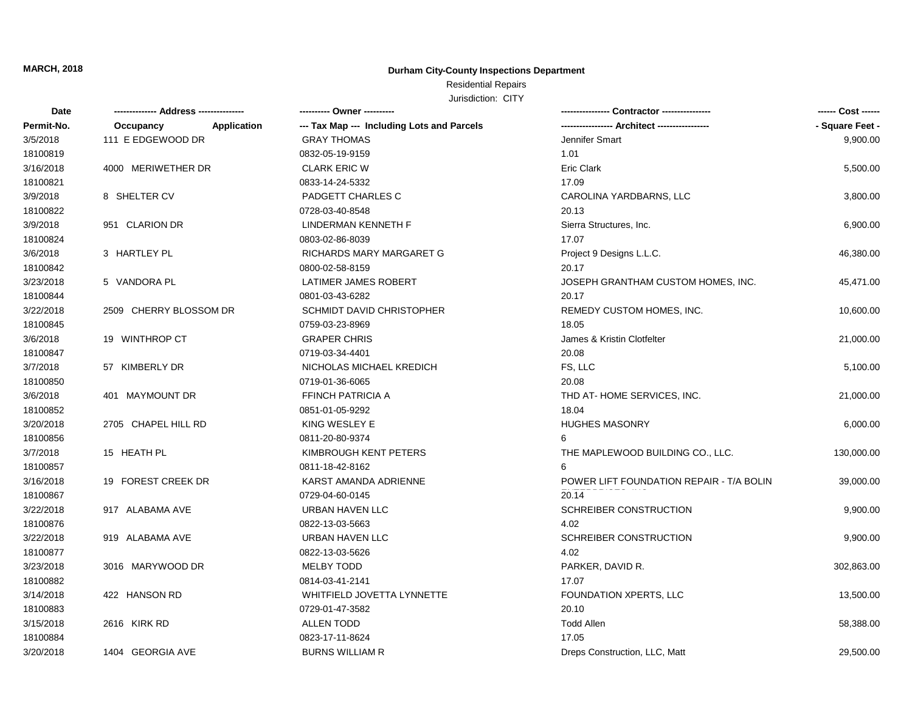**MARCH, 2018**

## Durham City-County Inspections Department

Residential Repairs

Jurisdiction: CITY

| Date / Permit-No. | Address / Occupancy Application | Owner / Tax Map Including Lots and Parcels | Contractor / Architect | Cost / Square Feet |
|---|---|---|---|---|
| 3/5/2018 | 111 E EDGEWOOD DR | GRAY THOMAS | Jennifer Smart | 9,900.00 |
| 18100819 | | 0832-05-19-9159 | 1.01 | |
| 3/16/2018 | 4000 MERIWETHER DR | CLARK ERIC W | Eric Clark | 5,500.00 |
| 18100821 | | 0833-14-24-5332 | 17.09 | |
| 3/9/2018 | 8 SHELTER CV | PADGETT CHARLES C | CAROLINA YARDBARNS, LLC | 3,800.00 |
| 18100822 | | 0728-03-40-8548 | 20.13 | |
| 3/9/2018 | 951 CLARION DR | LINDERMAN KENNETH F | Sierra Structures, Inc. | 6,900.00 |
| 18100824 | | 0803-02-86-8039 | 17.07 | |
| 3/6/2018 | 3 HARTLEY PL | RICHARDS MARY MARGARET G | Project 9 Designs L.L.C. | 46,380.00 |
| 18100842 | | 0800-02-58-8159 | 20.17 | |
| 3/23/2018 | 5 VANDORA PL | LATIMER JAMES ROBERT | JOSEPH GRANTHAM CUSTOM HOMES, INC. | 45,471.00 |
| 18100844 | | 0801-03-43-6282 | 20.17 | |
| 3/22/2018 | 2509 CHERRY BLOSSOM DR | SCHMIDT DAVID CHRISTOPHER | REMEDY CUSTOM HOMES, INC. | 10,600.00 |
| 18100845 | | 0759-03-23-8969 | 18.05 | |
| 3/6/2018 | 19 WINTHROP CT | GRAPER CHRIS | James & Kristin Clotfelter | 21,000.00 |
| 18100847 | | 0719-03-34-4401 | 20.08 | |
| 3/7/2018 | 57 KIMBERLY DR | NICHOLAS MICHAEL KREDICH | FS, LLC | 5,100.00 |
| 18100850 | | 0719-01-36-6065 | 20.08 | |
| 3/6/2018 | 401 MAYMOUNT DR | FFINCH PATRICIA A | THD AT- HOME SERVICES, INC. | 21,000.00 |
| 18100852 | | 0851-01-05-9292 | 18.04 | |
| 3/20/2018 | 2705 CHAPEL HILL RD | KING WESLEY E | HUGHES MASONRY | 6,000.00 |
| 18100856 | | 0811-20-80-9374 | 6 | |
| 3/7/2018 | 15 HEATH PL | KIMBROUGH KENT PETERS | THE MAPLEWOOD BUILDING CO., LLC. | 130,000.00 |
| 18100857 | | 0811-18-42-8162 | 6 | |
| 3/16/2018 | 19 FOREST CREEK DR | KARST AMANDA ADRIENNE | POWER LIFT FOUNDATION REPAIR - T/A BOLIN ENTERPRISES, INC | 39,000.00 |
| 18100867 | | 0729-04-60-0145 | 20.14 | |
| 3/22/2018 | 917 ALABAMA AVE | URBAN HAVEN LLC | SCHREIBER CONSTRUCTION | 9,900.00 |
| 18100876 | | 0822-13-03-5663 | 4.02 | |
| 3/22/2018 | 919 ALABAMA AVE | URBAN HAVEN LLC | SCHREIBER CONSTRUCTION | 9,900.00 |
| 18100877 | | 0822-13-03-5626 | 4.02 | |
| 3/23/2018 | 3016 MARYWOOD DR | MELBY TODD | PARKER, DAVID R. | 302,863.00 |
| 18100882 | | 0814-03-41-2141 | 17.07 | |
| 3/14/2018 | 422 HANSON RD | WHITFIELD JOVETTA LYNNETTE | FOUNDATION XPERTS, LLC | 13,500.00 |
| 18100883 | | 0729-01-47-3582 | 20.10 | |
| 3/15/2018 | 2616 KIRK RD | ALLEN TODD | Todd Allen | 58,388.00 |
| 18100884 | | 0823-17-11-8624 | 17.05 | |
| 3/20/2018 | 1404 GEORGIA AVE | BURNS WILLIAM R | Dreps Construction, LLC, Matt | 29,500.00 |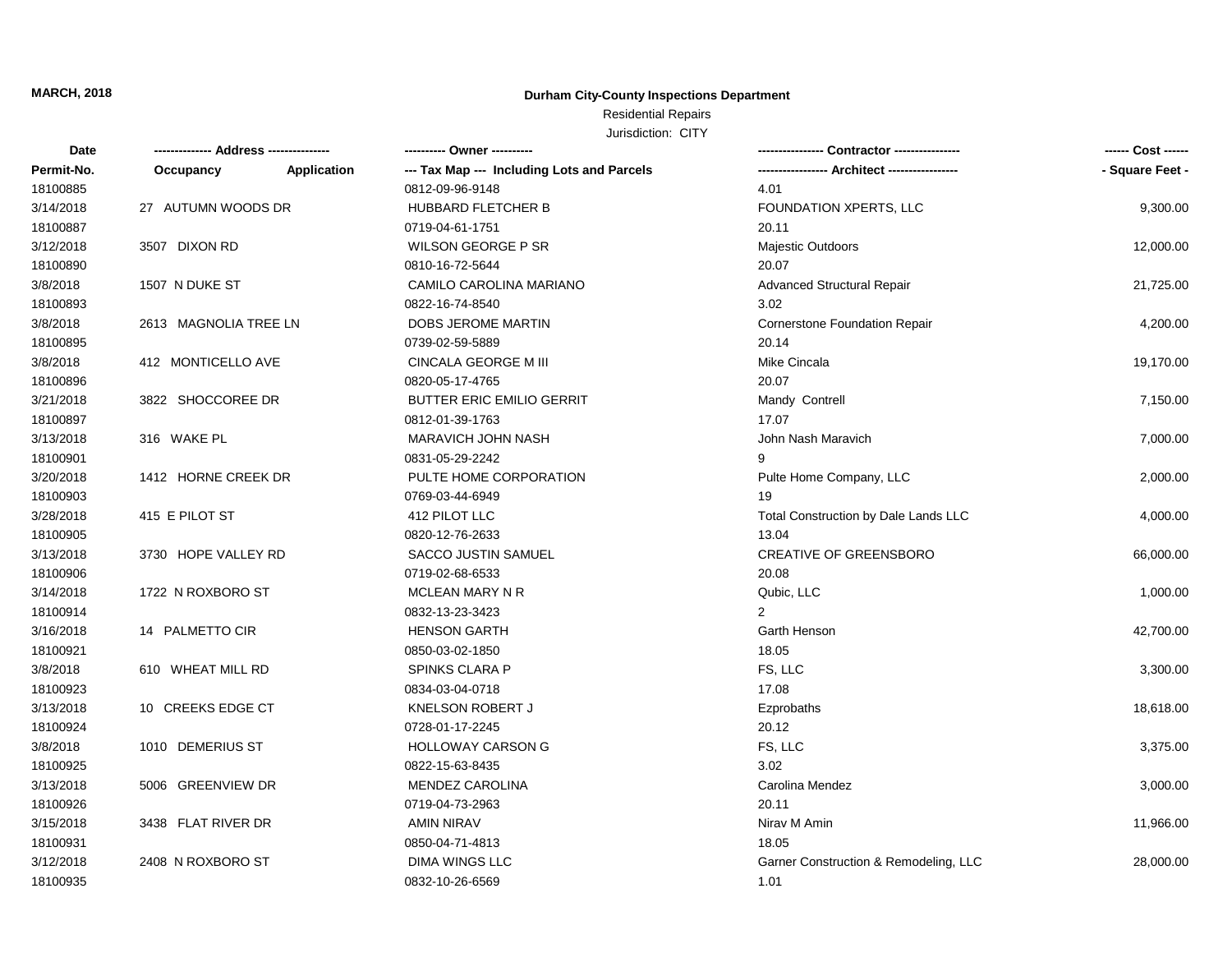**MARCH, 2018**

**Durham City-County Inspections Department**

Residential Repairs

Jurisdiction: CITY

| Date / Permit-No. | Address / Occupancy | Application | Owner / Tax Map --- Including Lots and Parcels | Contractor / Architect | Cost / Square Feet |
|---|---|---|---|---|---|
| 18100885 | | | 0812-09-96-9148 | 4.01 | |
| 3/14/2018 | 27 AUTUMN WOODS DR | | HUBBARD FLETCHER B | FOUNDATION XPERTS, LLC | 9,300.00 |
| 18100887 | | | 0719-04-61-1751 | 20.11 | |
| 3/12/2018 | 3507 DIXON RD | | WILSON GEORGE P SR | Majestic Outdoors | 12,000.00 |
| 18100890 | | | 0810-16-72-5644 | 20.07 | |
| 3/8/2018 | 1507 N DUKE ST | | CAMILO CAROLINA MARIANO | Advanced Structural Repair | 21,725.00 |
| 18100893 | | | 0822-16-74-8540 | 3.02 | |
| 3/8/2018 | 2613 MAGNOLIA TREE LN | | DOBS JEROME MARTIN | Cornerstone Foundation Repair | 4,200.00 |
| 18100895 | | | 0739-02-59-5889 | 20.14 | |
| 3/8/2018 | 412 MONTICELLO AVE | | CINCALA GEORGE M III | Mike Cincala | 19,170.00 |
| 18100896 | | | 0820-05-17-4765 | 20.07 | |
| 3/21/2018 | 3822 SHOCCOREE DR | | BUTTER ERIC EMILIO GERRIT | Mandy Contrell | 7,150.00 |
| 18100897 | | | 0812-01-39-1763 | 17.07 | |
| 3/13/2018 | 316 WAKE PL | | MARAVICH JOHN NASH | John Nash Maravich | 7,000.00 |
| 18100901 | | | 0831-05-29-2242 | 9 | |
| 3/20/2018 | 1412 HORNE CREEK DR | | PULTE HOME CORPORATION | Pulte Home Company, LLC | 2,000.00 |
| 18100903 | | | 0769-03-44-6949 | 19 | |
| 3/28/2018 | 415 E PILOT ST | | 412 PILOT LLC | Total Construction by Dale Lands LLC | 4,000.00 |
| 18100905 | | | 0820-12-76-2633 | 13.04 | |
| 3/13/2018 | 3730 HOPE VALLEY RD | | SACCO JUSTIN SAMUEL | CREATIVE OF GREENSBORO | 66,000.00 |
| 18100906 | | | 0719-02-68-6533 | 20.08 | |
| 3/14/2018 | 1722 N ROXBORO ST | | MCLEAN MARY N R | Qubic, LLC | 1,000.00 |
| 18100914 | | | 0832-13-23-3423 | 2 | |
| 3/16/2018 | 14 PALMETTO CIR | | HENSON GARTH | Garth Henson | 42,700.00 |
| 18100921 | | | 0850-03-02-1850 | 18.05 | |
| 3/8/2018 | 610 WHEAT MILL RD | | SPINKS CLARA P | FS, LLC | 3,300.00 |
| 18100923 | | | 0834-03-04-0718 | 17.08 | |
| 3/13/2018 | 10 CREEKS EDGE CT | | KNELSON ROBERT J | Ezprobaths | 18,618.00 |
| 18100924 | | | 0728-01-17-2245 | 20.12 | |
| 3/8/2018 | 1010 DEMERIUS ST | | HOLLOWAY CARSON G | FS, LLC | 3,375.00 |
| 18100925 | | | 0822-15-63-8435 | 3.02 | |
| 3/13/2018 | 5006 GREENVIEW DR | | MENDEZ CAROLINA | Carolina Mendez | 3,000.00 |
| 18100926 | | | 0719-04-73-2963 | 20.11 | |
| 3/15/2018 | 3438 FLAT RIVER DR | | AMIN NIRAV | Nirav M Amin | 11,966.00 |
| 18100931 | | | 0850-04-71-4813 | 18.05 | |
| 3/12/2018 | 2408 N ROXBORO ST | | DIMA WINGS LLC | Garner Construction & Remodeling, LLC | 28,000.00 |
| 18100935 | | | 0832-10-26-6569 | 1.01 | |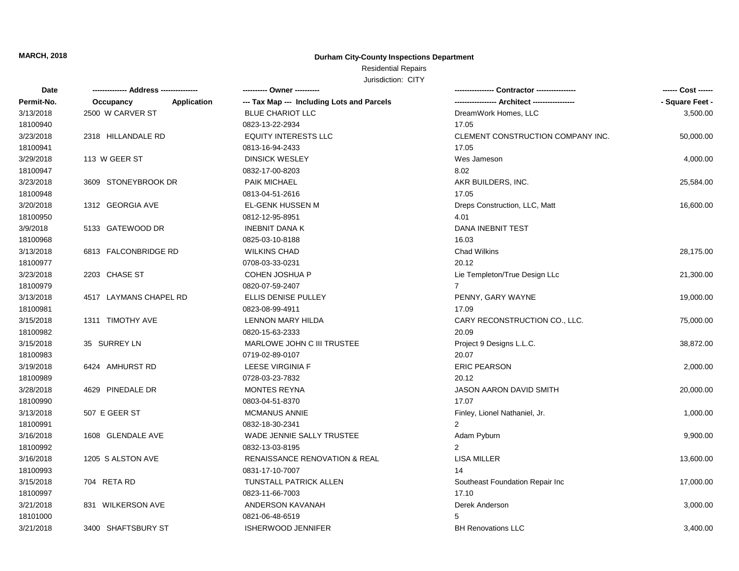**MARCH, 2018**

## Durham City-County Inspections Department

Residential Repairs

Jurisdiction: CITY

| Date / Permit-No. | Address / Occupancy / Application | Owner / Tax Map --- Including Lots and Parcels | Contractor / Architect | Cost / Square Feet |
|---|---|---|---|---|
| 3/13/2018<br>18100940 | 2500 W CARVER ST | BLUE CHARIOT LLC<br>0823-13-22-2934 | DreamWork Homes, LLC<br>17.05 | 3,500.00 |
| 3/23/2018<br>18100941 | 2318 HILLANDALE RD | EQUITY INTERESTS LLC<br>0813-16-94-2433 | CLEMENT CONSTRUCTION COMPANY INC.<br>17.05 | 50,000.00 |
| 3/29/2018<br>18100947 | 113 W GEER ST | DINSICK WESLEY<br>0832-17-00-8203 | Wes Jameson<br>8.02 | 4,000.00 |
| 3/23/2018<br>18100948 | 3609 STONEYBROOK DR | PAIK MICHAEL<br>0813-04-51-2616 | AKR BUILDERS, INC.<br>17.05 | 25,584.00 |
| 3/20/2018<br>18100950 | 1312 GEORGIA AVE | EL-GENK HUSSEN M<br>0812-12-95-8951 | Dreps Construction, LLC, Matt<br>4.01 | 16,600.00 |
| 3/9/2018<br>18100968 | 5133 GATEWOOD DR | INEBNIT DANA K<br>0825-03-10-8188 | DANA INEBNIT TEST<br>16.03 | |
| 3/13/2018<br>18100977 | 6813 FALCONBRIDGE RD | WILKINS CHAD<br>0708-03-33-0231 | Chad Wilkins<br>20.12 | 28,175.00 |
| 3/23/2018<br>18100979 | 2203 CHASE ST | COHEN JOSHUA P<br>0820-07-59-2407 | Lie Templeton/True Design LLc<br>7 | 21,300.00 |
| 3/13/2018<br>18100981 | 4517 LAYMANS CHAPEL RD | ELLIS DENISE PULLEY<br>0823-08-99-4911 | PENNY, GARY WAYNE<br>17.09 | 19,000.00 |
| 3/15/2018<br>18100982 | 1311 TIMOTHY AVE | LENNON MARY HILDA<br>0820-15-63-2333 | CARY RECONSTRUCTION CO., LLC.<br>20.09 | 75,000.00 |
| 3/15/2018<br>18100983 | 35 SURREY LN | MARLOWE JOHN C III TRUSTEE<br>0719-02-89-0107 | Project 9 Designs L.L.C.<br>20.07 | 38,872.00 |
| 3/19/2018<br>18100989 | 6424 AMHURST RD | LEESE VIRGINIA F<br>0728-03-23-7832 | ERIC PEARSON<br>20.12 | 2,000.00 |
| 3/28/2018<br>18100990 | 4629 PINEDALE DR | MONTES REYNA<br>0803-04-51-8370 | JASON AARON DAVID SMITH<br>17.07 | 20,000.00 |
| 3/13/2018<br>18100991 | 507 E GEER ST | MCMANUS ANNIE<br>0832-18-30-2341 | Finley, Lionel Nathaniel, Jr.<br>2 | 1,000.00 |
| 3/16/2018<br>18100992 | 1608 GLENDALE AVE | WADE JENNIE SALLY TRUSTEE<br>0832-13-03-8195 | Adam Pyburn<br>2 | 9,900.00 |
| 3/16/2018<br>18100993 | 1205 S ALSTON AVE | RENAISSANCE RENOVATION & REAL<br>0831-17-10-7007 | LISA MILLER<br>14 | 13,600.00 |
| 3/15/2018<br>18100997 | 704 RETA RD | TUNSTALL PATRICK ALLEN<br>0823-11-66-7003 | Southeast Foundation Repair Inc<br>17.10 | 17,000.00 |
| 3/21/2018<br>18101000 | 831 WILKERSON AVE | ANDERSON KAVANAH<br>0821-06-48-6519 | Derek Anderson<br>5 | 3,000.00 |
| 3/21/2018 | 3400 SHAFTSBURY ST | ISHERWOOD JENNIFER | BH Renovations LLC | 3,400.00 |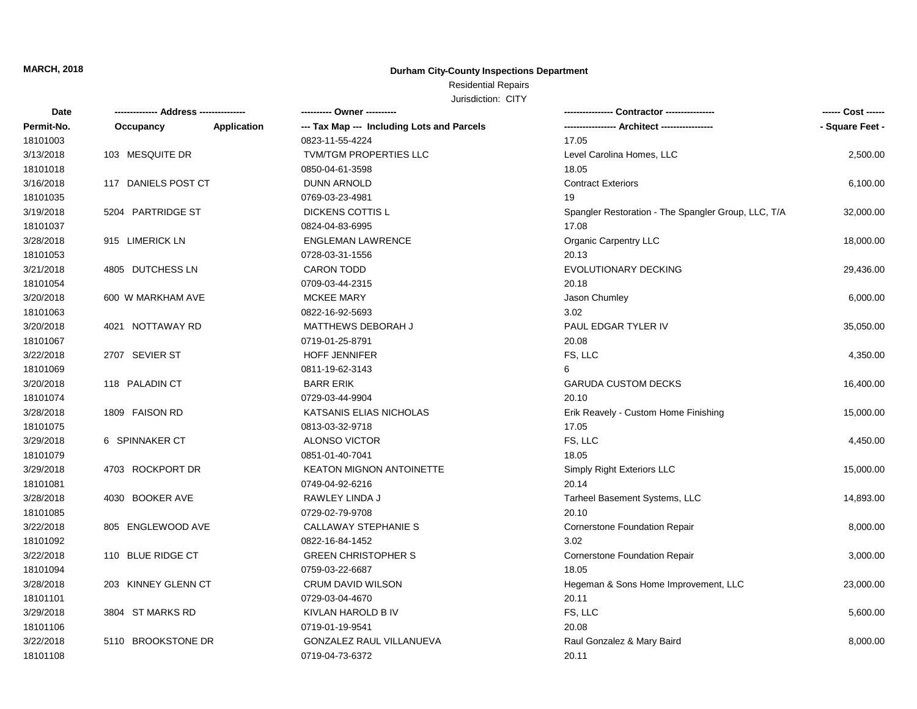**MARCH, 2018**

**Durham City-County Inspections Department**

Residential Repairs

Jurisdiction: CITY

| Date | ------------- Address -------------- | | ---------- Owner ---------- | ---------------- Contractor ---------------- | ------ Cost ------ |
|---|---|---|---|---|---|
| **Permit-No.** | **Occupancy** | **Application** | **--- Tax Map --- Including Lots and Parcels** | **----------------- Architect -----------------** | **- Square Feet -** |
| 18101003 | | | 0823-11-55-4224 | 17.05 | |
| 3/13/2018 | 103 MESQUITE DR | | TVM/TGM PROPERTIES LLC | Level Carolina Homes, LLC | 2,500.00 |
| 18101018 | | | 0850-04-61-3598 | 18.05 | |
| 3/16/2018 | 117 DANIELS POST CT | | DUNN ARNOLD | Contract Exteriors | 6,100.00 |
| 18101035 | | | 0769-03-23-4981 | 19 | |
| 3/19/2018 | 5204 PARTRIDGE ST | | DICKENS COTTIS L | Spangler Restoration - The Spangler Group, LLC, T/A | 32,000.00 |
| 18101037 | | | 0824-04-83-6995 | 17.08 | |
| 3/28/2018 | 915 LIMERICK LN | | ENGLEMAN LAWRENCE | Organic Carpentry LLC | 18,000.00 |
| 18101053 | | | 0728-03-31-1556 | 20.13 | |
| 3/21/2018 | 4805 DUTCHESS LN | | CARON TODD | EVOLUTIONARY DECKING | 29,436.00 |
| 18101054 | | | 0709-03-44-2315 | 20.18 | |
| 3/20/2018 | 600 W MARKHAM AVE | | MCKEE MARY | Jason Chumley | 6,000.00 |
| 18101063 | | | 0822-16-92-5693 | 3.02 | |
| 3/20/2018 | 4021 NOTTAWAY RD | | MATTHEWS DEBORAH J | PAUL EDGAR TYLER IV | 35,050.00 |
| 18101067 | | | 0719-01-25-8791 | 20.08 | |
| 3/22/2018 | 2707 SEVIER ST | | HOFF JENNIFER | FS, LLC | 4,350.00 |
| 18101069 | | | 0811-19-62-3143 | 6 | |
| 3/20/2018 | 118 PALADIN CT | | BARR ERIK | GARUDA CUSTOM DECKS | 16,400.00 |
| 18101074 | | | 0729-03-44-9904 | 20.10 | |
| 3/28/2018 | 1809 FAISON RD | | KATSANIS ELIAS NICHOLAS | Erik Reavely - Custom Home Finishing | 15,000.00 |
| 18101075 | | | 0813-03-32-9718 | 17.05 | |
| 3/29/2018 | 6 SPINNAKER CT | | ALONSO VICTOR | FS, LLC | 4,450.00 |
| 18101079 | | | 0851-01-40-7041 | 18.05 | |
| 3/29/2018 | 4703 ROCKPORT DR | | KEATON MIGNON ANTOINETTE | Simply Right Exteriors LLC | 15,000.00 |
| 18101081 | | | 0749-04-92-6216 | 20.14 | |
| 3/28/2018 | 4030 BOOKER AVE | | RAWLEY LINDA J | Tarheel Basement Systems, LLC | 14,893.00 |
| 18101085 | | | 0729-02-79-9708 | 20.10 | |
| 3/22/2018 | 805 ENGLEWOOD AVE | | CALLAWAY STEPHANIE S | Cornerstone Foundation Repair | 8,000.00 |
| 18101092 | | | 0822-16-84-1452 | 3.02 | |
| 3/22/2018 | 110 BLUE RIDGE CT | | GREEN CHRISTOPHER S | Cornerstone Foundation Repair | 3,000.00 |
| 18101094 | | | 0759-03-22-6687 | 18.05 | |
| 3/28/2018 | 203 KINNEY GLENN CT | | CRUM DAVID WILSON | Hegeman & Sons Home Improvement, LLC | 23,000.00 |
| 18101101 | | | 0729-03-04-4670 | 20.11 | |
| 3/29/2018 | 3804 ST MARKS RD | | KIVLAN HAROLD B IV | FS, LLC | 5,600.00 |
| 18101106 | | | 0719-01-19-9541 | 20.08 | |
| 3/22/2018 | 5110 BROOKSTONE DR | | GONZALEZ RAUL VILLANUEVA | Raul Gonzalez & Mary Baird | 8,000.00 |
| 18101108 | | | 0719-04-73-6372 | 20.11 | |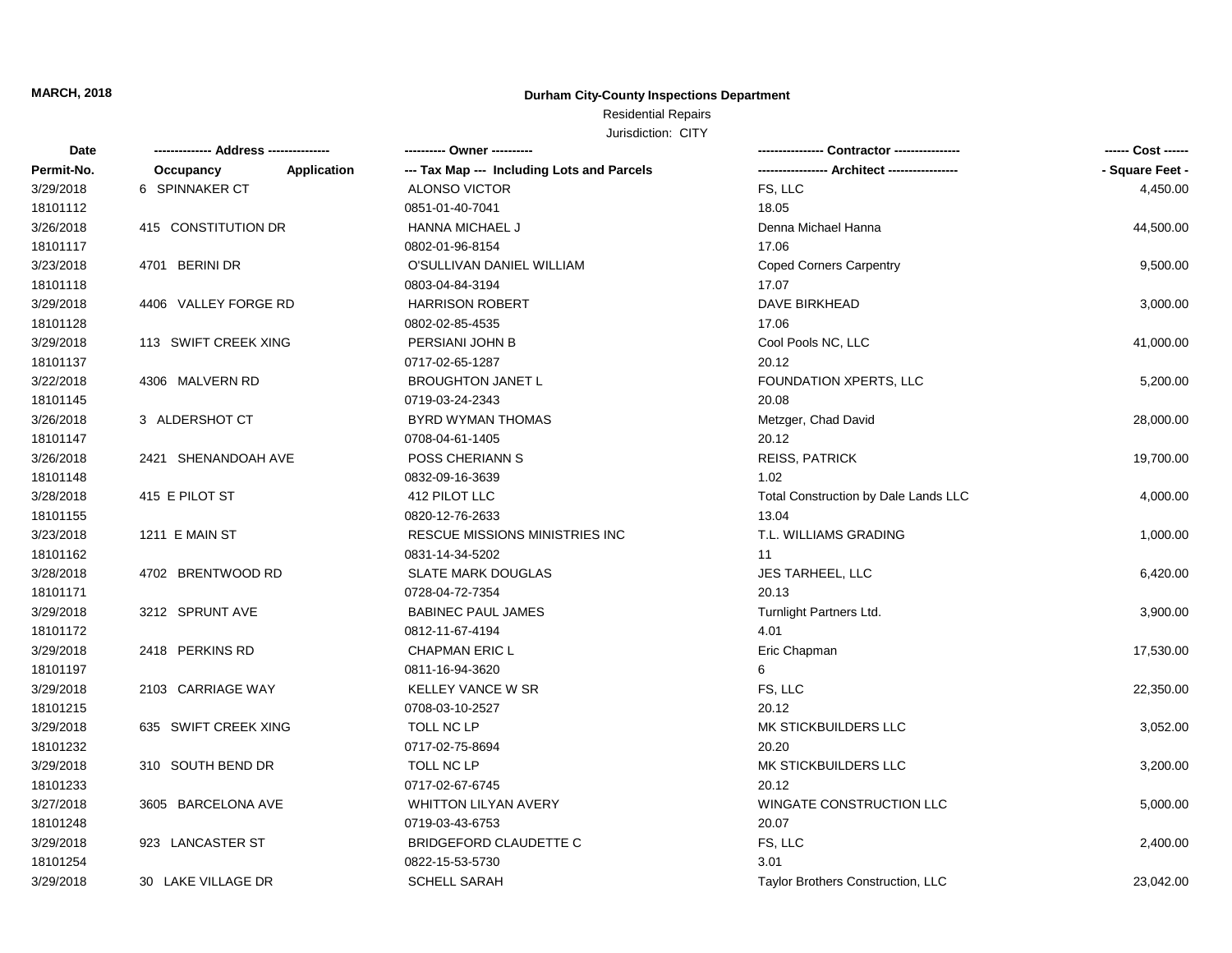**MARCH, 2018**

**Durham City-County Inspections Department**

Residential Repairs

Jurisdiction: CITY

| Date | ------------- Address -------------- | ---------- Owner ---------- | ---------------- Contractor ---------------- | ------ Cost ------ |
|---|---|---|---|---|
| Permit-No. | Occupancy Application | --- Tax Map --- Including Lots and Parcels | ----------------- Architect ----------------- | - Square Feet - |
| 3/29/2018 | 6 SPINNAKER CT | ALONSO VICTOR | FS, LLC | 4,450.00 |
| 18101112 | | 0851-01-40-7041 | 18.05 | |
| 3/26/2018 | 415 CONSTITUTION DR | HANNA MICHAEL J | Denna Michael Hanna | 44,500.00 |
| 18101117 | | 0802-01-96-8154 | 17.06 | |
| 3/23/2018 | 4701 BERINI DR | O'SULLIVAN DANIEL WILLIAM | Coped Corners Carpentry | 9,500.00 |
| 18101118 | | 0803-04-84-3194 | 17.07 | |
| 3/29/2018 | 4406 VALLEY FORGE RD | HARRISON ROBERT | DAVE BIRKHEAD | 3,000.00 |
| 18101128 | | 0802-02-85-4535 | 17.06 | |
| 3/29/2018 | 113 SWIFT CREEK XING | PERSIANI JOHN B | Cool Pools NC, LLC | 41,000.00 |
| 18101137 | | 0717-02-65-1287 | 20.12 | |
| 3/22/2018 | 4306 MALVERN RD | BROUGHTON JANET L | FOUNDATION XPERTS, LLC | 5,200.00 |
| 18101145 | | 0719-03-24-2343 | 20.08 | |
| 3/26/2018 | 3 ALDERSHOT CT | BYRD WYMAN THOMAS | Metzger, Chad David | 28,000.00 |
| 18101147 | | 0708-04-61-1405 | 20.12 | |
| 3/26/2018 | 2421 SHENANDOAH AVE | POSS CHERIANN S | REISS, PATRICK | 19,700.00 |
| 18101148 | | 0832-09-16-3639 | 1.02 | |
| 3/28/2018 | 415 E PILOT ST | 412 PILOT LLC | Total Construction by Dale Lands LLC | 4,000.00 |
| 18101155 | | 0820-12-76-2633 | 13.04 | |
| 3/23/2018 | 1211 E MAIN ST | RESCUE MISSIONS MINISTRIES INC | T.L. WILLIAMS GRADING | 1,000.00 |
| 18101162 | | 0831-14-34-5202 | 11 | |
| 3/28/2018 | 4702 BRENTWOOD RD | SLATE MARK DOUGLAS | JES TARHEEL, LLC | 6,420.00 |
| 18101171 | | 0728-04-72-7354 | 20.13 | |
| 3/29/2018 | 3212 SPRUNT AVE | BABINEC PAUL JAMES | Turnlight Partners Ltd. | 3,900.00 |
| 18101172 | | 0812-11-67-4194 | 4.01 | |
| 3/29/2018 | 2418 PERKINS RD | CHAPMAN ERIC L | Eric Chapman | 17,530.00 |
| 18101197 | | 0811-16-94-3620 | 6 | |
| 3/29/2018 | 2103 CARRIAGE WAY | KELLEY VANCE W SR | FS, LLC | 22,350.00 |
| 18101215 | | 0708-03-10-2527 | 20.12 | |
| 3/29/2018 | 635 SWIFT CREEK XING | TOLL NC LP | MK STICKBUILDERS LLC | 3,052.00 |
| 18101232 | | 0717-02-75-8694 | 20.20 | |
| 3/29/2018 | 310 SOUTH BEND DR | TOLL NC LP | MK STICKBUILDERS LLC | 3,200.00 |
| 18101233 | | 0717-02-67-6745 | 20.12 | |
| 3/27/2018 | 3605 BARCELONA AVE | WHITTON LILYAN AVERY | WINGATE CONSTRUCTION LLC | 5,000.00 |
| 18101248 | | 0719-03-43-6753 | 20.07 | |
| 3/29/2018 | 923 LANCASTER ST | BRIDGEFORD CLAUDETTE C | FS, LLC | 2,400.00 |
| 18101254 | | 0822-15-53-5730 | 3.01 | |
| 3/29/2018 | 30 LAKE VILLAGE DR | SCHELL SARAH | Taylor Brothers Construction, LLC | 23,042.00 |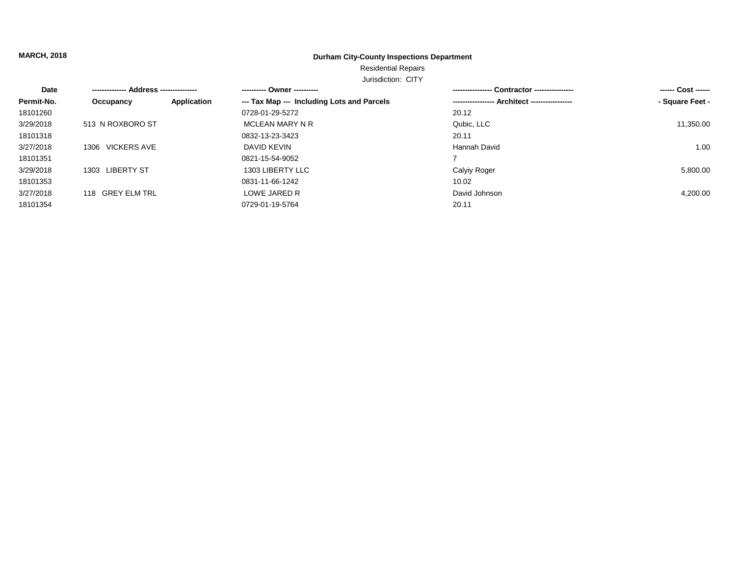**MARCH, 2018**

**Durham City-County Inspections Department**

Residential Repairs

Jurisdiction: CITY

| Date<br>Permit-No. | ------------- Address --------------<br>Occupancy | <br>Application | ---------- Owner ----------<br>--- Tax Map --- Including Lots and Parcels | ---------------- Contractor ----------------<br>----------------- Architect ----------------- | ------ Cost ------<br>- Square Feet - |
|---|---|---|---|---|---|
| 18101260 | | | 0728-01-29-5272 | 20.12 | |
| 3/29/2018 | 513 N ROXBORO ST | | MCLEAN MARY N R | Qubic, LLC | 11,350.00 |
| 18101318 | | | 0832-13-23-3423 | 20.11 | |
| 3/27/2018 | 1306 VICKERS AVE | | DAVID KEVIN | Hannah David | 1.00 |
| 18101351 | | | 0821-15-54-9052 | 7 | |
| 3/29/2018 | 1303 LIBERTY ST | | 1303 LIBERTY LLC | Calyiy Roger | 5,800.00 |
| 18101353 | | | 0831-11-66-1242 | 10.02 | |
| 3/27/2018 | 118 GREY ELM TRL | | LOWE JARED R | David Johnson | 4,200.00 |
| 18101354 | | | 0729-01-19-5764 | 20.11 | |